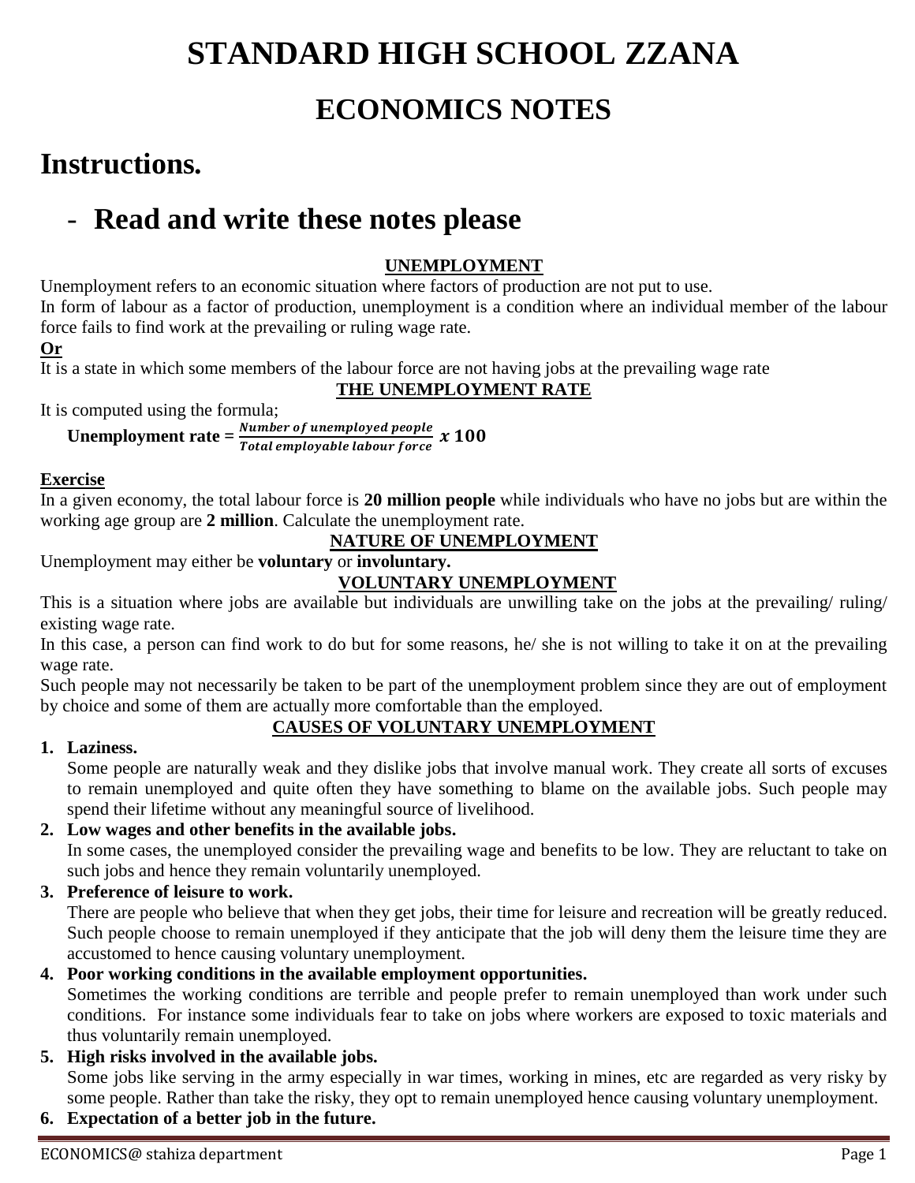# STANDARD HIGH SCHOOL ZZANA

## ECONOMICS NOTES

## Instructions.

- **Read and write these notes please**

### UNEMPLOYMENT

Unemployment refers to an economic situation where factors of production are not put to use.

In form of labour as a factor of production, unemployment is a condition where an individual member of the labour force fails to find work at the prevailing or ruling wage rate.

**Or**

It is a state in which some members of the labour force are not having jobs at the prevailing wage rate

### THE UNEMPLOYMENT RATE

It is computed using the formula;

**Unemployment rate** = $\frac{\textit{Number of unemployed people}}{\textit{Total employable labour force}} \, x \, 100$

**Exercise**

In a given economy, the total labour force is **20 million people** while individuals who have no jobs but are within the working age group are **2 million**. Calculate the unemployment rate.

### NATURE OF UNEMPLOYMENT

Unemployment may either be **voluntary** or **involuntary.**

### VOLUNTARY UNEMPLOYMENT

This is a situation where jobs are available but individuals are unwilling take on the jobs at the prevailing/ ruling/ existing wage rate.

In this case, a person can find work to do but for some reasons, he/ she is not willing to take it on at the prevailing wage rate.

Such people may not necessarily be taken to be part of the unemployment problem since they are out of employment by choice and some of them are actually more comfortable than the employed.

### CAUSES OF VOLUNTARY UNEMPLOYMENT

1. **Laziness.**
   Some people are naturally weak and they dislike jobs that involve manual work. They create all sorts of excuses to remain unemployed and quite often they have something to blame on the available jobs. Such people may spend their lifetime without any meaningful source of livelihood.
2. **Low wages and other benefits in the available jobs.**
   In some cases, the unemployed consider the prevailing wage and benefits to be low. They are reluctant to take on such jobs and hence they remain voluntarily unemployed.
3. **Preference of leisure to work.**
   There are people who believe that when they get jobs, their time for leisure and recreation will be greatly reduced. Such people choose to remain unemployed if they anticipate that the job will deny them the leisure time they are accustomed to hence causing voluntary unemployment.
4. **Poor working conditions in the available employment opportunities.**
   Sometimes the working conditions are terrible and people prefer to remain unemployed than work under such conditions. For instance some individuals fear to take on jobs where workers are exposed to toxic materials and thus voluntarily remain unemployed.
5. **High risks involved in the available jobs.**
   Some jobs like serving in the army especially in war times, working in mines, etc are regarded as very risky by some people. Rather than take the risky, they opt to remain unemployed hence causing voluntary unemployment.
6. **Expectation of a better job in the future.**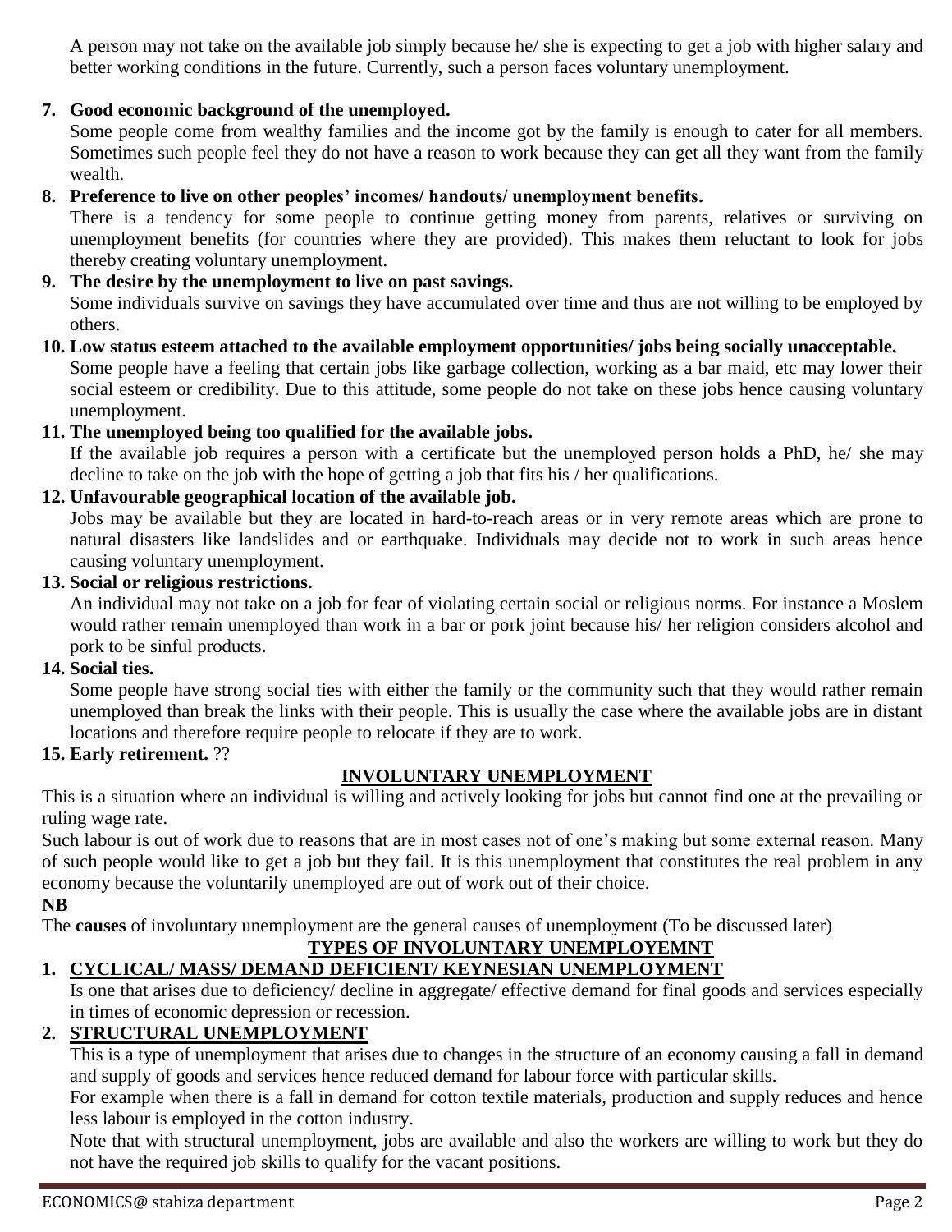A person may not take on the available job simply because he/ she is expecting to get a job with higher salary and better working conditions in the future. Currently, such a person faces voluntary unemployment.

7. **Good economic background of the unemployed.**
   Some people come from wealthy families and the income got by the family is enough to cater for all members. Sometimes such people feel they do not have a reason to work because they can get all they want from the family wealth.
8. **Preference to live on other peoples' incomes/ handouts/ unemployment benefits.**
   There is a tendency for some people to continue getting money from parents, relatives or surviving on unemployment benefits (for countries where they are provided). This makes them reluctant to look for jobs thereby creating voluntary unemployment.
9. **The desire by the unemployment to live on past savings.**
   Some individuals survive on savings they have accumulated over time and thus are not willing to be employed by others.
10. **Low status esteem attached to the available employment opportunities/ jobs being socially unacceptable.**
    Some people have a feeling that certain jobs like garbage collection, working as a bar maid, etc may lower their social esteem or credibility. Due to this attitude, some people do not take on these jobs hence causing voluntary unemployment.
11. **The unemployed being too qualified for the available jobs.**
    If the available job requires a person with a certificate but the unemployed person holds a PhD, he/ she may decline to take on the job with the hope of getting a job that fits his / her qualifications.
12. **Unfavourable geographical location of the available job.**
    Jobs may be available but they are located in hard-to-reach areas or in very remote areas which are prone to natural disasters like landslides and or earthquake. Individuals may decide not to work in such areas hence causing voluntary unemployment.
13. **Social or religious restrictions.**
    An individual may not take on a job for fear of violating certain social or religious norms. For instance a Moslem would rather remain unemployed than work in a bar or pork joint because his/ her religion considers alcohol and pork to be sinful products.
14. **Social ties.**
    Some people have strong social ties with either the family or the community such that they would rather remain unemployed than break the links with their people. This is usually the case where the available jobs are in distant locations and therefore require people to relocate if they are to work.
15. **Early retirement.** ??

## INVOLUNTARY UNEMPLOYMENT

This is a situation where an individual is willing and actively looking for jobs but cannot find one at the prevailing or ruling wage rate.

Such labour is out of work due to reasons that are in most cases not of one's making but some external reason. Many of such people would like to get a job but they fail. It is this unemployment that constitutes the real problem in any economy because the voluntarily unemployed are out of work out of their choice.

**NB**

The **causes** of involuntary unemployment are the general causes of unemployment (To be discussed later)

## TYPES OF INVOLUNTARY UNEMPLOYEMNT

1. **CYCLICAL/ MASS/ DEMAND DEFICIENT/ KEYNESIAN UNEMPLOYMENT**
   Is one that arises due to deficiency/ decline in aggregate/ effective demand for final goods and services especially in times of economic depression or recession.
2. **STRUCTURAL UNEMPLOYMENT**
   This is a type of unemployment that arises due to changes in the structure of an economy causing a fall in demand and supply of goods and services hence reduced demand for labour force with particular skills.
   For example when there is a fall in demand for cotton textile materials, production and supply reduces and hence less labour is employed in the cotton industry.
   Note that with structural unemployment, jobs are available and also the workers are willing to work but they do not have the required job skills to qualify for the vacant positions.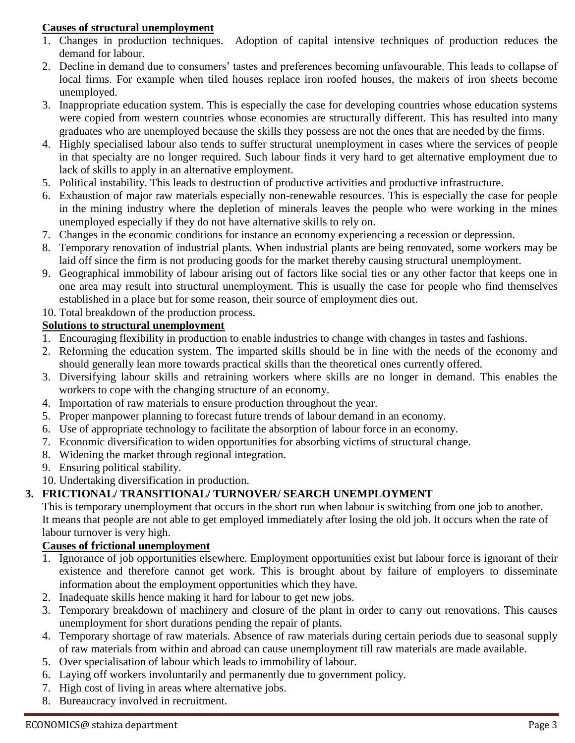**Causes of structural unemployment**

1. Changes in production techniques. Adoption of capital intensive techniques of production reduces the demand for labour.
2. Decline in demand due to consumers' tastes and preferences becoming unfavourable. This leads to collapse of local firms. For example when tiled houses replace iron roofed houses, the makers of iron sheets become unemployed.
3. Inappropriate education system. This is especially the case for developing countries whose education systems were copied from western countries whose economies are structurally different. This has resulted into many graduates who are unemployed because the skills they possess are not the ones that are needed by the firms.
4. Highly specialised labour also tends to suffer structural unemployment in cases where the services of people in that specialty are no longer required. Such labour finds it very hard to get alternative employment due to lack of skills to apply in an alternative employment.
5. Political instability. This leads to destruction of productive activities and productive infrastructure.
6. Exhaustion of major raw materials especially non-renewable resources. This is especially the case for people in the mining industry where the depletion of minerals leaves the people who were working in the mines unemployed especially if they do not have alternative skills to rely on.
7. Changes in the economic conditions for instance an economy experiencing a recession or depression.
8. Temporary renovation of industrial plants. When industrial plants are being renovated, some workers may be laid off since the firm is not producing goods for the market thereby causing structural unemployment.
9. Geographical immobility of labour arising out of factors like social ties or any other factor that keeps one in one area may result into structural unemployment. This is usually the case for people who find themselves established in a place but for some reason, their source of employment dies out.
10. Total breakdown of the production process.

**Solutions to structural unemployment**

1. Encouraging flexibility in production to enable industries to change with changes in tastes and fashions.
2. Reforming the education system. The imparted skills should be in line with the needs of the economy and should generally lean more towards practical skills than the theoretical ones currently offered.
3. Diversifying labour skills and retraining workers where skills are no longer in demand. This enables the workers to cope with the changing structure of an economy.
4. Importation of raw materials to ensure production throughout the year.
5. Proper manpower planning to forecast future trends of labour demand in an economy.
6. Use of appropriate technology to facilitate the absorption of labour force in an economy.
7. Economic diversification to widen opportunities for absorbing victims of structural change.
8. Widening the market through regional integration.
9. Ensuring political stability.
10. Undertaking diversification in production.

## 3. FRICTIONAL/ TRANSITIONAL/ TURNOVER/ SEARCH UNEMPLOYMENT

This is temporary unemployment that occurs in the short run when labour is switching from one job to another. It means that people are not able to get employed immediately after losing the old job. It occurs when the rate of labour turnover is very high.

**Causes of frictional unemployment**

1. Ignorance of job opportunities elsewhere. Employment opportunities exist but labour force is ignorant of their existence and therefore cannot get work. This is brought about by failure of employers to disseminate information about the employment opportunities which they have.
2. Inadequate skills hence making it hard for labour to get new jobs.
3. Temporary breakdown of machinery and closure of the plant in order to carry out renovations. This causes unemployment for short durations pending the repair of plants.
4. Temporary shortage of raw materials. Absence of raw materials during certain periods due to seasonal supply of raw materials from within and abroad can cause unemployment till raw materials are made available.
5. Over specialisation of labour which leads to immobility of labour.
6. Laying off workers involuntarily and permanently due to government policy.
7. High cost of living in areas where alternative jobs.
8. Bureaucracy involved in recruitment.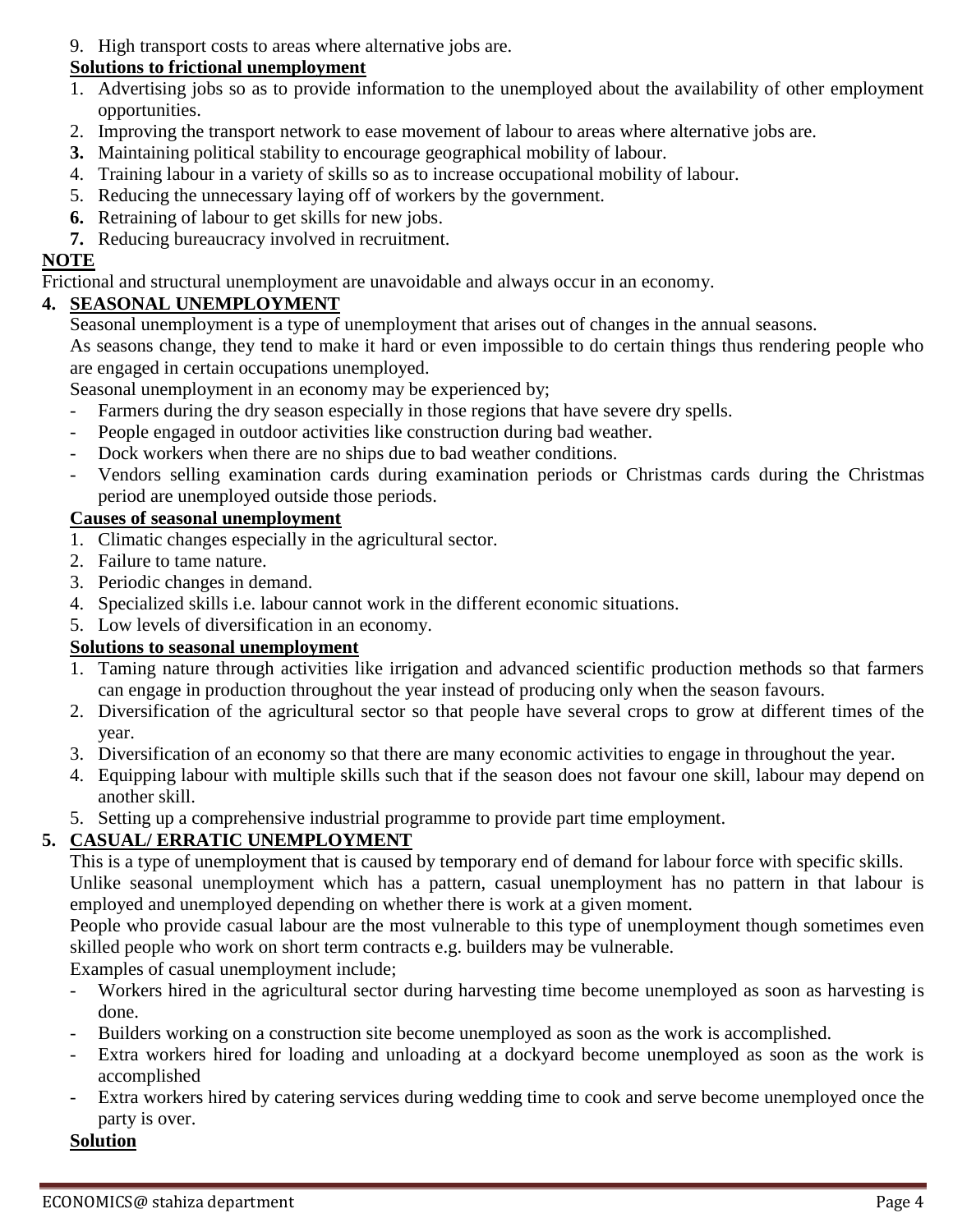9. High transport costs to areas where alternative jobs are.

**Solutions to frictional unemployment**

1. Advertising jobs so as to provide information to the unemployed about the availability of other employment opportunities.
2. Improving the transport network to ease movement of labour to areas where alternative jobs are.
3. Maintaining political stability to encourage geographical mobility of labour.
4. Training labour in a variety of skills so as to increase occupational mobility of labour.
5. Reducing the unnecessary laying off of workers by the government.
6. Retraining of labour to get skills for new jobs.
7. Reducing bureaucracy involved in recruitment.

**NOTE**

Frictional and structural unemployment are unavoidable and always occur in an economy.

## 4. SEASONAL UNEMPLOYMENT

Seasonal unemployment is a type of unemployment that arises out of changes in the annual seasons.

As seasons change, they tend to make it hard or even impossible to do certain things thus rendering people who are engaged in certain occupations unemployed.

Seasonal unemployment in an economy may be experienced by;

- Farmers during the dry season especially in those regions that have severe dry spells.
- People engaged in outdoor activities like construction during bad weather.
- Dock workers when there are no ships due to bad weather conditions.
- Vendors selling examination cards during examination periods or Christmas cards during the Christmas period are unemployed outside those periods.

**Causes of seasonal unemployment**

1. Climatic changes especially in the agricultural sector.
2. Failure to tame nature.
3. Periodic changes in demand.
4. Specialized skills i.e. labour cannot work in the different economic situations.
5. Low levels of diversification in an economy.

**Solutions to seasonal unemployment**

1. Taming nature through activities like irrigation and advanced scientific production methods so that farmers can engage in production throughout the year instead of producing only when the season favours.
2. Diversification of the agricultural sector so that people have several crops to grow at different times of the year.
3. Diversification of an economy so that there are many economic activities to engage in throughout the year.
4. Equipping labour with multiple skills such that if the season does not favour one skill, labour may depend on another skill.
5. Setting up a comprehensive industrial programme to provide part time employment.

## 5. CASUAL/ ERRATIC UNEMPLOYMENT

This is a type of unemployment that is caused by temporary end of demand for labour force with specific skills.

Unlike seasonal unemployment which has a pattern, casual unemployment has no pattern in that labour is employed and unemployed depending on whether there is work at a given moment.

People who provide casual labour are the most vulnerable to this type of unemployment though sometimes even skilled people who work on short term contracts e.g. builders may be vulnerable.

Examples of casual unemployment include;

- Workers hired in the agricultural sector during harvesting time become unemployed as soon as harvesting is done.
- Builders working on a construction site become unemployed as soon as the work is accomplished.
- Extra workers hired for loading and unloading at a dockyard become unemployed as soon as the work is accomplished
- Extra workers hired by catering services during wedding time to cook and serve become unemployed once the party is over.

**Solution**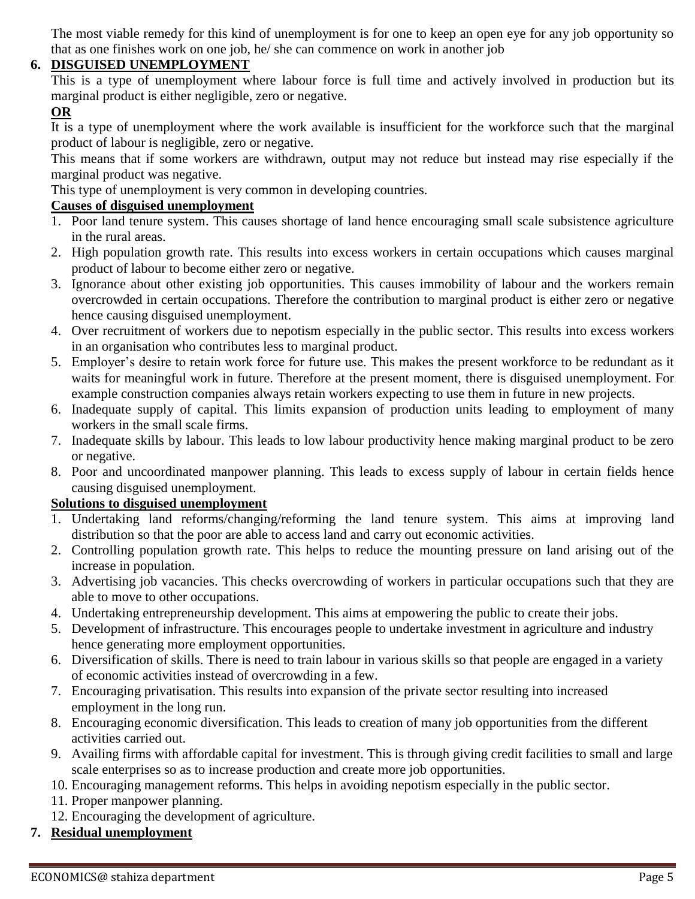The most viable remedy for this kind of unemployment is for one to keep an open eye for any job opportunity so that as one finishes work on one job, he/ she can commence on work in another job

6. **DISGUISED UNEMPLOYMENT**

This is a type of unemployment where labour force is full time and actively involved in production but its marginal product is either negligible, zero or negative.

**OR**

It is a type of unemployment where the work available is insufficient for the workforce such that the marginal product of labour is negligible, zero or negative.

This means that if some workers are withdrawn, output may not reduce but instead may rise especially if the marginal product was negative.

This type of unemployment is very common in developing countries.

**Causes of disguised unemployment**

1. Poor land tenure system. This causes shortage of land hence encouraging small scale subsistence agriculture in the rural areas.
2. High population growth rate. This results into excess workers in certain occupations which causes marginal product of labour to become either zero or negative.
3. Ignorance about other existing job opportunities. This causes immobility of labour and the workers remain overcrowded in certain occupations. Therefore the contribution to marginal product is either zero or negative hence causing disguised unemployment.
4. Over recruitment of workers due to nepotism especially in the public sector. This results into excess workers in an organisation who contributes less to marginal product.
5. Employer's desire to retain work force for future use. This makes the present workforce to be redundant as it waits for meaningful work in future. Therefore at the present moment, there is disguised unemployment. For example construction companies always retain workers expecting to use them in future in new projects.
6. Inadequate supply of capital. This limits expansion of production units leading to employment of many workers in the small scale firms.
7. Inadequate skills by labour. This leads to low labour productivity hence making marginal product to be zero or negative.
8. Poor and uncoordinated manpower planning. This leads to excess supply of labour in certain fields hence causing disguised unemployment.

**Solutions to disguised unemployment**

1. Undertaking land reforms/changing/reforming the land tenure system. This aims at improving land distribution so that the poor are able to access land and carry out economic activities.
2. Controlling population growth rate. This helps to reduce the mounting pressure on land arising out of the increase in population.
3. Advertising job vacancies. This checks overcrowding of workers in particular occupations such that they are able to move to other occupations.
4. Undertaking entrepreneurship development. This aims at empowering the public to create their jobs.
5. Development of infrastructure. This encourages people to undertake investment in agriculture and industry hence generating more employment opportunities.
6. Diversification of skills. There is need to train labour in various skills so that people are engaged in a variety of economic activities instead of overcrowding in a few.
7. Encouraging privatisation. This results into expansion of the private sector resulting into increased employment in the long run.
8. Encouraging economic diversification. This leads to creation of many job opportunities from the different activities carried out.
9. Availing firms with affordable capital for investment. This is through giving credit facilities to small and large scale enterprises so as to increase production and create more job opportunities.
10. Encouraging management reforms. This helps in avoiding nepotism especially in the public sector.
11. Proper manpower planning.
12. Encouraging the development of agriculture.

7. **Residual unemployment**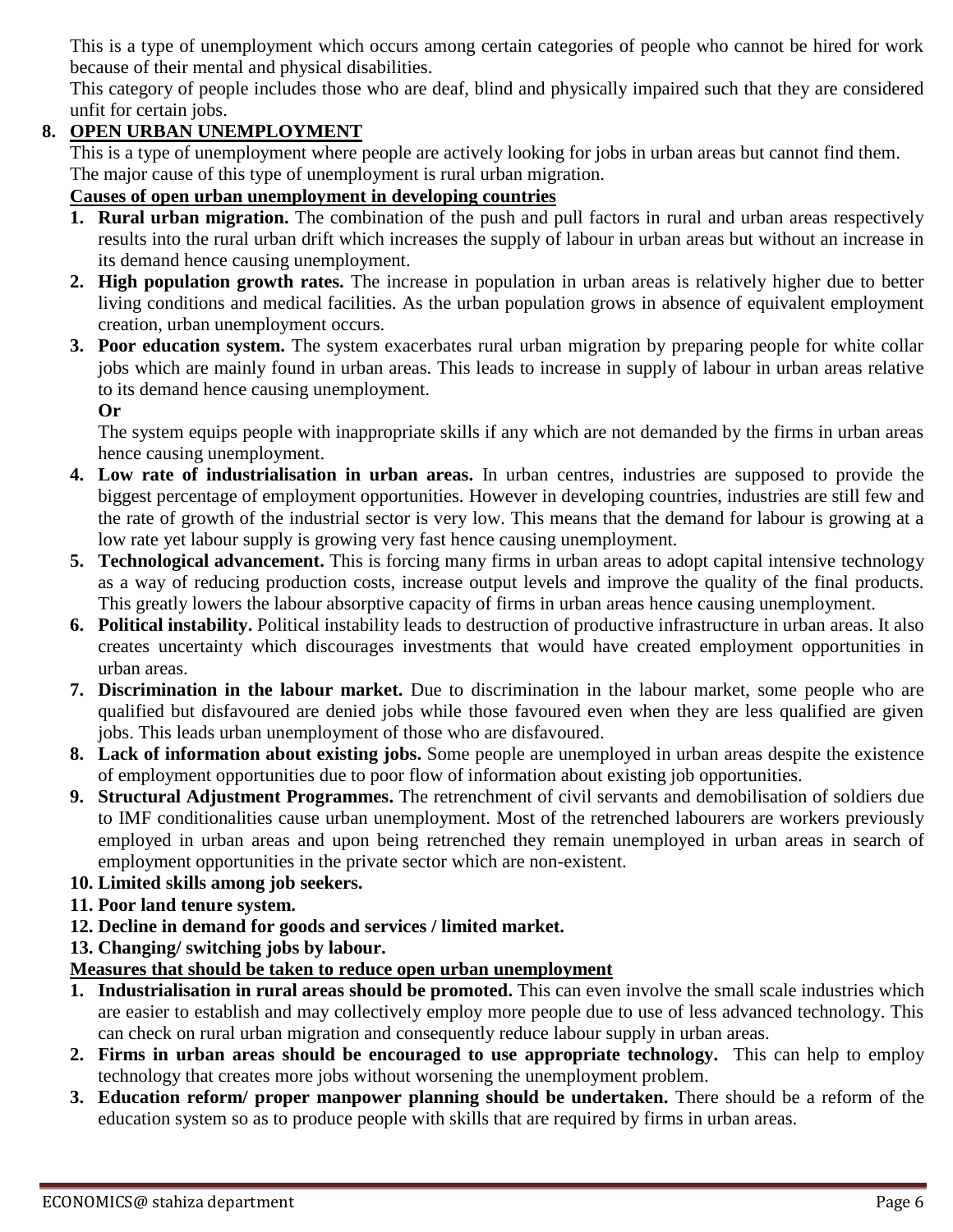This is a type of unemployment which occurs among certain categories of people who cannot be hired for work because of their mental and physical disabilities.

This category of people includes those who are deaf, blind and physically impaired such that they are considered unfit for certain jobs.

## 8. OPEN URBAN UNEMPLOYMENT

This is a type of unemployment where people are actively looking for jobs in urban areas but cannot find them. The major cause of this type of unemployment is rural urban migration.

### Causes of open urban unemployment in developing countries

1. **Rural urban migration.** The combination of the push and pull factors in rural and urban areas respectively results into the rural urban drift which increases the supply of labour in urban areas but without an increase in its demand hence causing unemployment.
2. **High population growth rates.** The increase in population in urban areas is relatively higher due to better living conditions and medical facilities. As the urban population grows in absence of equivalent employment creation, urban unemployment occurs.
3. **Poor education system.** The system exacerbates rural urban migration by preparing people for white collar jobs which are mainly found in urban areas. This leads to increase in supply of labour in urban areas relative to its demand hence causing unemployment.

   **Or**

   The system equips people with inappropriate skills if any which are not demanded by the firms in urban areas hence causing unemployment.
4. **Low rate of industrialisation in urban areas.** In urban centres, industries are supposed to provide the biggest percentage of employment opportunities. However in developing countries, industries are still few and the rate of growth of the industrial sector is very low. This means that the demand for labour is growing at a low rate yet labour supply is growing very fast hence causing unemployment.
5. **Technological advancement.** This is forcing many firms in urban areas to adopt capital intensive technology as a way of reducing production costs, increase output levels and improve the quality of the final products. This greatly lowers the labour absorptive capacity of firms in urban areas hence causing unemployment.
6. **Political instability.** Political instability leads to destruction of productive infrastructure in urban areas. It also creates uncertainty which discourages investments that would have created employment opportunities in urban areas.
7. **Discrimination in the labour market.** Due to discrimination in the labour market, some people who are qualified but disfavoured are denied jobs while those favoured even when they are less qualified are given jobs. This leads urban unemployment of those who are disfavoured.
8. **Lack of information about existing jobs.** Some people are unemployed in urban areas despite the existence of employment opportunities due to poor flow of information about existing job opportunities.
9. **Structural Adjustment Programmes.** The retrenchment of civil servants and demobilisation of soldiers due to IMF conditionalities cause urban unemployment. Most of the retrenched labourers are workers previously employed in urban areas and upon being retrenched they remain unemployed in urban areas in search of employment opportunities in the private sector which are non-existent.
10. **Limited skills among job seekers.**
11. **Poor land tenure system.**
12. **Decline in demand for goods and services / limited market.**
13. **Changing/ switching jobs by labour.**

### Measures that should be taken to reduce open urban unemployment

1. **Industrialisation in rural areas should be promoted.** This can even involve the small scale industries which are easier to establish and may collectively employ more people due to use of less advanced technology. This can check on rural urban migration and consequently reduce labour supply in urban areas.
2. **Firms in urban areas should be encouraged to use appropriate technology.** This can help to employ technology that creates more jobs without worsening the unemployment problem.
3. **Education reform/ proper manpower planning should be undertaken.** There should be a reform of the education system so as to produce people with skills that are required by firms in urban areas.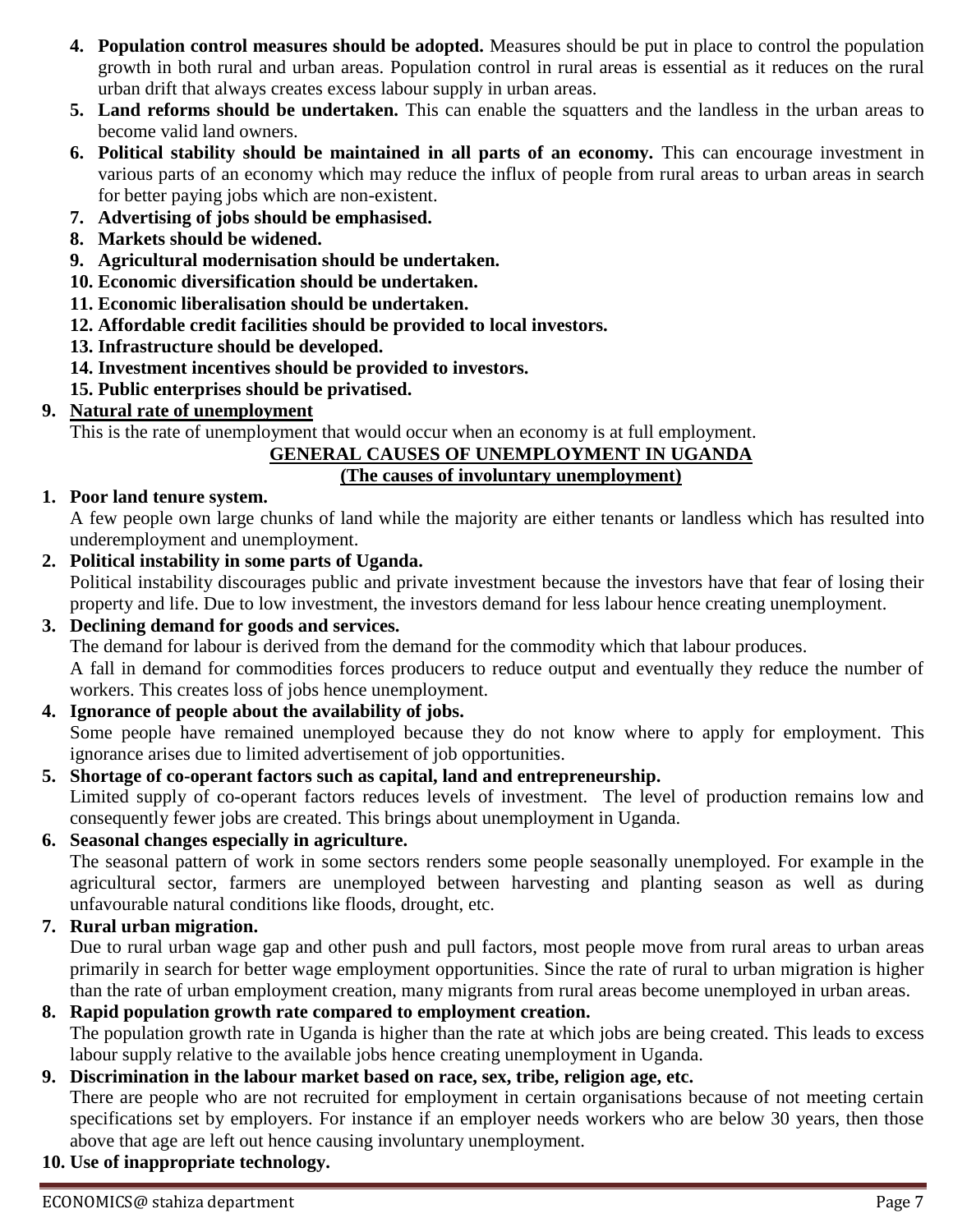4. **Population control measures should be adopted.** Measures should be put in place to control the population growth in both rural and urban areas. Population control in rural areas is essential as it reduces on the rural urban drift that always creates excess labour supply in urban areas.
5. **Land reforms should be undertaken.** This can enable the squatters and the landless in the urban areas to become valid land owners.
6. **Political stability should be maintained in all parts of an economy.** This can encourage investment in various parts of an economy which may reduce the influx of people from rural areas to urban areas in search for better paying jobs which are non-existent.
7. **Advertising of jobs should be emphasised.**
8. **Markets should be widened.**
9. **Agricultural modernisation should be undertaken.**
10. **Economic diversification should be undertaken.**
11. **Economic liberalisation should be undertaken.**
12. **Affordable credit facilities should be provided to local investors.**
13. **Infrastructure should be developed.**
14. **Investment incentives should be provided to investors.**
15. **Public enterprises should be privatised.**

**9. Natural rate of unemployment**

This is the rate of unemployment that would occur when an economy is at full employment.

## GENERAL CAUSES OF UNEMPLOYMENT IN UGANDA
### (The causes of involuntary unemployment)

1. **Poor land tenure system.**
   A few people own large chunks of land while the majority are either tenants or landless which has resulted into underemployment and unemployment.
2. **Political instability in some parts of Uganda.**
   Political instability discourages public and private investment because the investors have that fear of losing their property and life. Due to low investment, the investors demand for less labour hence creating unemployment.
3. **Declining demand for goods and services.**
   The demand for labour is derived from the demand for the commodity which that labour produces.
   A fall in demand for commodities forces producers to reduce output and eventually they reduce the number of workers. This creates loss of jobs hence unemployment.
4. **Ignorance of people about the availability of jobs.**
   Some people have remained unemployed because they do not know where to apply for employment. This ignorance arises due to limited advertisement of job opportunities.
5. **Shortage of co-operant factors such as capital, land and entrepreneurship.**
   Limited supply of co-operant factors reduces levels of investment. The level of production remains low and consequently fewer jobs are created. This brings about unemployment in Uganda.
6. **Seasonal changes especially in agriculture.**
   The seasonal pattern of work in some sectors renders some people seasonally unemployed. For example in the agricultural sector, farmers are unemployed between harvesting and planting season as well as during unfavourable natural conditions like floods, drought, etc.
7. **Rural urban migration.**
   Due to rural urban wage gap and other push and pull factors, most people move from rural areas to urban areas primarily in search for better wage employment opportunities. Since the rate of rural to urban migration is higher than the rate of urban employment creation, many migrants from rural areas become unemployed in urban areas.
8. **Rapid population growth rate compared to employment creation.**
   The population growth rate in Uganda is higher than the rate at which jobs are being created. This leads to excess labour supply relative to the available jobs hence creating unemployment in Uganda.
9. **Discrimination in the labour market based on race, sex, tribe, religion age, etc.**
   There are people who are not recruited for employment in certain organisations because of not meeting certain specifications set by employers. For instance if an employer needs workers who are below 30 years, then those above that age are left out hence causing involuntary unemployment.
10. **Use of inappropriate technology.**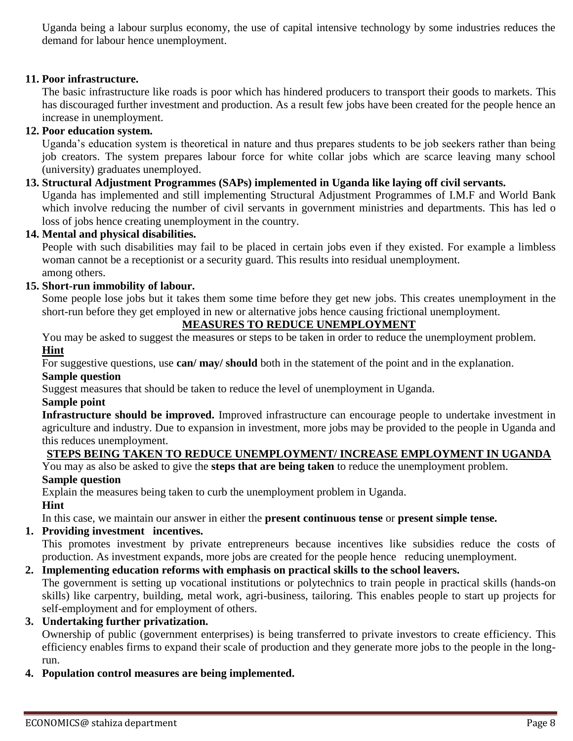Uganda being a labour surplus economy, the use of capital intensive technology by some industries reduces the demand for labour hence unemployment.

**11. Poor infrastructure.**

The basic infrastructure like roads is poor which has hindered producers to transport their goods to markets. This has discouraged further investment and production. As a result few jobs have been created for the people hence an increase in unemployment.

**12. Poor education system.**

Uganda's education system is theoretical in nature and thus prepares students to be job seekers rather than being job creators. The system prepares labour force for white collar jobs which are scarce leaving many school (university) graduates unemployed.

**13. Structural Adjustment Programmes (SAPs) implemented in Uganda like laying off civil servants.**

Uganda has implemented and still implementing Structural Adjustment Programmes of I.M.F and World Bank which involve reducing the number of civil servants in government ministries and departments. This has led o loss of jobs hence creating unemployment in the country.

**14. Mental and physical disabilities.**

People with such disabilities may fail to be placed in certain jobs even if they existed. For example a limbless woman cannot be a receptionist or a security guard. This results into residual unemployment.
among others.

**15. Short-run immobility of labour.**

Some people lose jobs but it takes them some time before they get new jobs. This creates unemployment in the short-run before they get employed in new or alternative jobs hence causing frictional unemployment.

## MEASURES TO REDUCE UNEMPLOYMENT

You may be asked to suggest the measures or steps to be taken in order to reduce the unemployment problem.

**Hint**

For suggestive questions, use **can/ may/ should** both in the statement of the point and in the explanation.

**Sample question**

Suggest measures that should be taken to reduce the level of unemployment in Uganda.

**Sample point**

**Infrastructure should be improved.** Improved infrastructure can encourage people to undertake investment in agriculture and industry. Due to expansion in investment, more jobs may be provided to the people in Uganda and this reduces unemployment.

## STEPS BEING TAKEN TO REDUCE UNEMPLOYMENT/ INCREASE EMPLOYMENT IN UGANDA

You may as also be asked to give the **steps that are being taken** to reduce the unemployment problem.

**Sample question**

Explain the measures being taken to curb the unemployment problem in Uganda.

**Hint**

In this case, we maintain our answer in either the **present continuous tense** or **present simple tense.**

**1. Providing investment incentives.**

This promotes investment by private entrepreneurs because incentives like subsidies reduce the costs of production. As investment expands, more jobs are created for the people hence reducing unemployment.

**2. Implementing education reforms with emphasis on practical skills to the school leavers.**

The government is setting up vocational institutions or polytechnics to train people in practical skills (hands-on skills) like carpentry, building, metal work, agri-business, tailoring. This enables people to start up projects for self-employment and for employment of others.

**3. Undertaking further privatization.**

Ownership of public (government enterprises) is being transferred to private investors to create efficiency. This efficiency enables firms to expand their scale of production and they generate more jobs to the people in the long-run.

**4. Population control measures are being implemented.**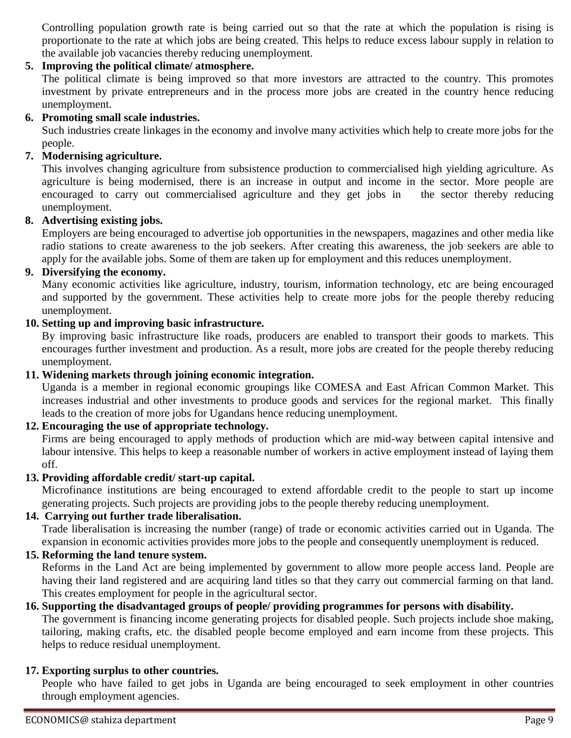Controlling population growth rate is being carried out so that the rate at which the population is rising is proportionate to the rate at which jobs are being created. This helps to reduce excess labour supply in relation to the available job vacancies thereby reducing unemployment.

5. **Improving the political climate/ atmosphere.**
   The political climate is being improved so that more investors are attracted to the country. This promotes investment by private entrepreneurs and in the process more jobs are created in the country hence reducing unemployment.

6. **Promoting small scale industries.**
   Such industries create linkages in the economy and involve many activities which help to create more jobs for the people.

7. **Modernising agriculture.**
   This involves changing agriculture from subsistence production to commercialised high yielding agriculture. As agriculture is being modernised, there is an increase in output and income in the sector. More people are encouraged to carry out commercialised agriculture and they get jobs in the sector thereby reducing unemployment.

8. **Advertising existing jobs.**
   Employers are being encouraged to advertise job opportunities in the newspapers, magazines and other media like radio stations to create awareness to the job seekers. After creating this awareness, the job seekers are able to apply for the available jobs. Some of them are taken up for employment and this reduces unemployment.

9. **Diversifying the economy.**
   Many economic activities like agriculture, industry, tourism, information technology, etc are being encouraged and supported by the government. These activities help to create more jobs for the people thereby reducing unemployment.

10. **Setting up and improving basic infrastructure.**
    By improving basic infrastructure like roads, producers are enabled to transport their goods to markets. This encourages further investment and production. As a result, more jobs are created for the people thereby reducing unemployment.

11. **Widening markets through joining economic integration.**
    Uganda is a member in regional economic groupings like COMESA and East African Common Market. This increases industrial and other investments to produce goods and services for the regional market. This finally leads to the creation of more jobs for Ugandans hence reducing unemployment.

12. **Encouraging the use of appropriate technology.**
    Firms are being encouraged to apply methods of production which are mid-way between capital intensive and labour intensive. This helps to keep a reasonable number of workers in active employment instead of laying them off.

13. **Providing affordable credit/ start-up capital.**
    Microfinance institutions are being encouraged to extend affordable credit to the people to start up income generating projects. Such projects are providing jobs to the people thereby reducing unemployment.

14. **Carrying out further trade liberalisation.**
    Trade liberalisation is increasing the number (range) of trade or economic activities carried out in Uganda. The expansion in economic activities provides more jobs to the people and consequently unemployment is reduced.

15. **Reforming the land tenure system.**
    Reforms in the Land Act are being implemented by government to allow more people access land. People are having their land registered and are acquiring land titles so that they carry out commercial farming on that land. This creates employment for people in the agricultural sector.

16. **Supporting the disadvantaged groups of people/ providing programmes for persons with disability.**
    The government is financing income generating projects for disabled people. Such projects include shoe making, tailoring, making crafts, etc. the disabled people become employed and earn income from these projects. This helps to reduce residual unemployment.

17. **Exporting surplus to other countries.**
    People who have failed to get jobs in Uganda are being encouraged to seek employment in other countries through employment agencies.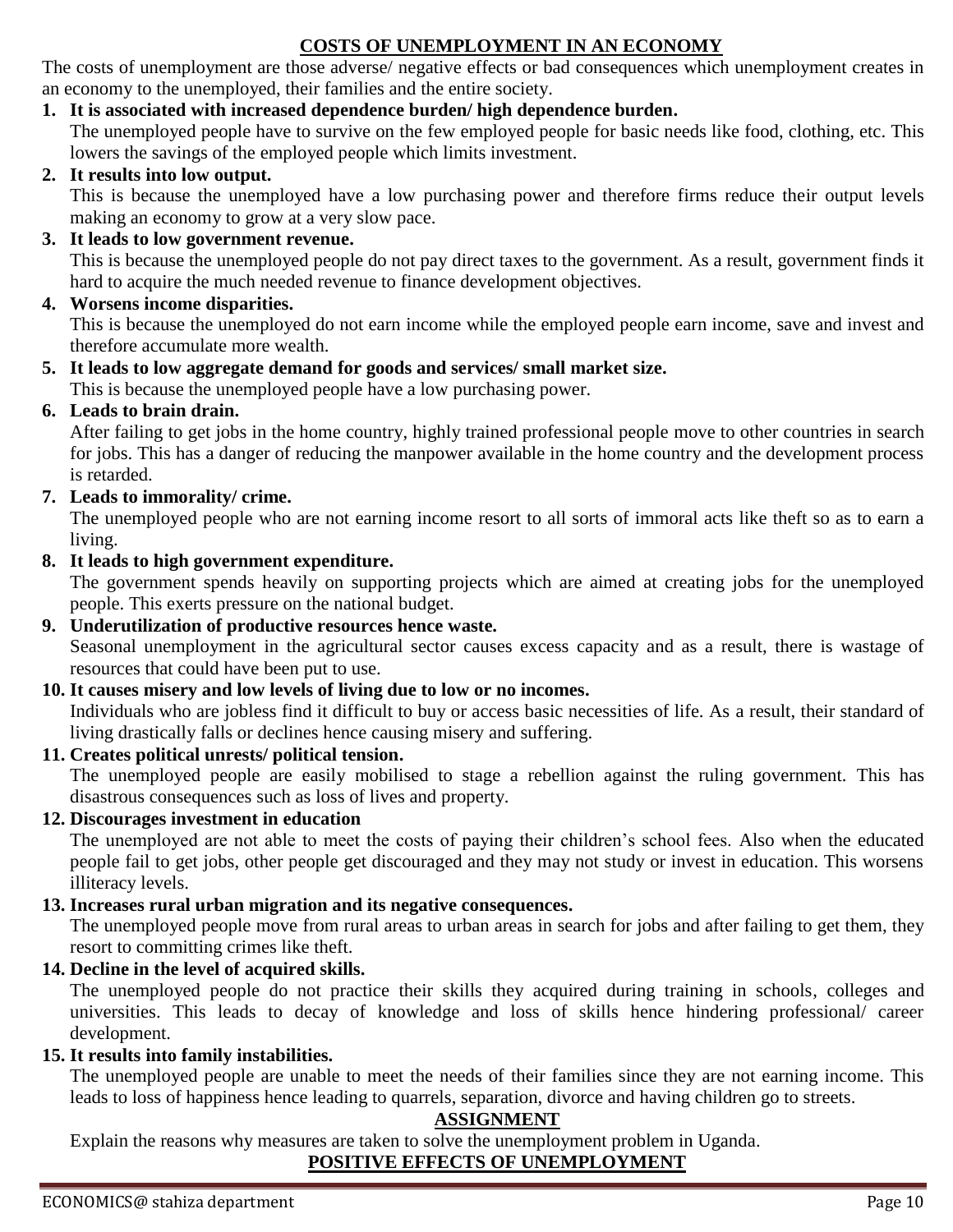## COSTS OF UNEMPLOYMENT IN AN ECONOMY

The costs of unemployment are those adverse/ negative effects or bad consequences which unemployment creates in an economy to the unemployed, their families and the entire society.

1. **It is associated with increased dependence burden/ high dependence burden.**
   The unemployed people have to survive on the few employed people for basic needs like food, clothing, etc. This lowers the savings of the employed people which limits investment.
2. **It results into low output.**
   This is because the unemployed have a low purchasing power and therefore firms reduce their output levels making an economy to grow at a very slow pace.
3. **It leads to low government revenue.**
   This is because the unemployed people do not pay direct taxes to the government. As a result, government finds it hard to acquire the much needed revenue to finance development objectives.
4. **Worsens income disparities.**
   This is because the unemployed do not earn income while the employed people earn income, save and invest and therefore accumulate more wealth.
5. **It leads to low aggregate demand for goods and services/ small market size.**
   This is because the unemployed people have a low purchasing power.
6. **Leads to brain drain.**
   After failing to get jobs in the home country, highly trained professional people move to other countries in search for jobs. This has a danger of reducing the manpower available in the home country and the development process is retarded.
7. **Leads to immorality/ crime.**
   The unemployed people who are not earning income resort to all sorts of immoral acts like theft so as to earn a living.
8. **It leads to high government expenditure.**
   The government spends heavily on supporting projects which are aimed at creating jobs for the unemployed people. This exerts pressure on the national budget.
9. **Underutilization of productive resources hence waste.**
   Seasonal unemployment in the agricultural sector causes excess capacity and as a result, there is wastage of resources that could have been put to use.
10. **It causes misery and low levels of living due to low or no incomes.**
    Individuals who are jobless find it difficult to buy or access basic necessities of life. As a result, their standard of living drastically falls or declines hence causing misery and suffering.
11. **Creates political unrests/ political tension.**
    The unemployed people are easily mobilised to stage a rebellion against the ruling government. This has disastrous consequences such as loss of lives and property.
12. **Discourages investment in education**
    The unemployed are not able to meet the costs of paying their children's school fees. Also when the educated people fail to get jobs, other people get discouraged and they may not study or invest in education. This worsens illiteracy levels.
13. **Increases rural urban migration and its negative consequences.**
    The unemployed people move from rural areas to urban areas in search for jobs and after failing to get them, they resort to committing crimes like theft.
14. **Decline in the level of acquired skills.**
    The unemployed people do not practice their skills they acquired during training in schools, colleges and universities. This leads to decay of knowledge and loss of skills hence hindering professional/ career development.
15. **It results into family instabilities.**
    The unemployed people are unable to meet the needs of their families since they are not earning income. This leads to loss of happiness hence leading to quarrels, separation, divorce and having children go to streets.

### ASSIGNMENT

Explain the reasons why measures are taken to solve the unemployment problem in Uganda.

## POSITIVE EFFECTS OF UNEMPLOYMENT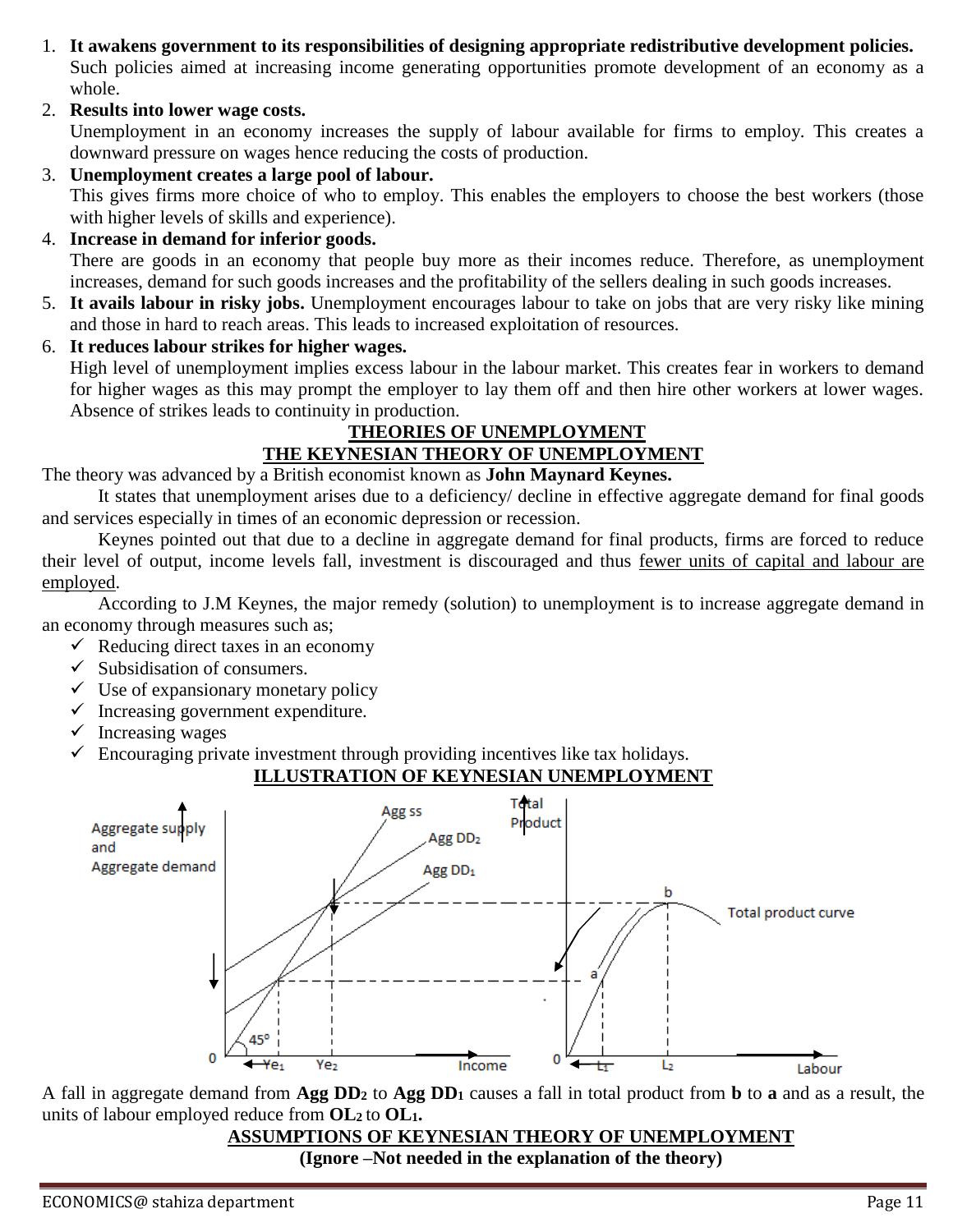1. **It awakens government to its responsibilities of designing appropriate redistributive development policies.**
   Such policies aimed at increasing income generating opportunities promote development of an economy as a whole.
2. **Results into lower wage costs.**
   Unemployment in an economy increases the supply of labour available for firms to employ. This creates a downward pressure on wages hence reducing the costs of production.
3. **Unemployment creates a large pool of labour.**
   This gives firms more choice of who to employ. This enables the employers to choose the best workers (those with higher levels of skills and experience).
4. **Increase in demand for inferior goods.**
   There are goods in an economy that people buy more as their incomes reduce. Therefore, as unemployment increases, demand for such goods increases and the profitability of the sellers dealing in such goods increases.
5. **It avails labour in risky jobs.** Unemployment encourages labour to take on jobs that are very risky like mining and those in hard to reach areas. This leads to increased exploitation of resources.
6. **It reduces labour strikes for higher wages.**
   High level of unemployment implies excess labour in the labour market. This creates fear in workers to demand for higher wages as this may prompt the employer to lay them off and then hire other workers at lower wages. Absence of strikes leads to continuity in production.

## THEORIES OF UNEMPLOYMENT

## THE KEYNESIAN THEORY OF UNEMPLOYMENT

The theory was advanced by a British economist known as **John Maynard Keynes.**

It states that unemployment arises due to a deficiency/ decline in effective aggregate demand for final goods and services especially in times of an economic depression or recession.

Keynes pointed out that due to a decline in aggregate demand for final products, firms are forced to reduce their level of output, income levels fall, investment is discouraged and thus fewer units of capital and labour are employed.

According to J.M Keynes, the major remedy (solution) to unemployment is to increase aggregate demand in an economy through measures such as;

- ✓ Reducing direct taxes in an economy
- ✓ Subsidisation of consumers.
- ✓ Use of expansionary monetary policy
- ✓ Increasing government expenditure.
- ✓ Increasing wages
- ✓ Encouraging private investment through providing incentives like tax holidays.

## ILLUSTRATION OF KEYNESIAN UNEMPLOYMENT

A fall in aggregate demand from **Agg DD$_2$** to **Agg DD$_1$** causes a fall in total product from **b** to **a** and as a result, the units of labour employed reduce from **OL$_2$** to **OL$_1$.**

## ASSUMPTIONS OF KEYNESIAN THEORY OF UNEMPLOYMENT

**(Ignore –Not needed in the explanation of the theory)**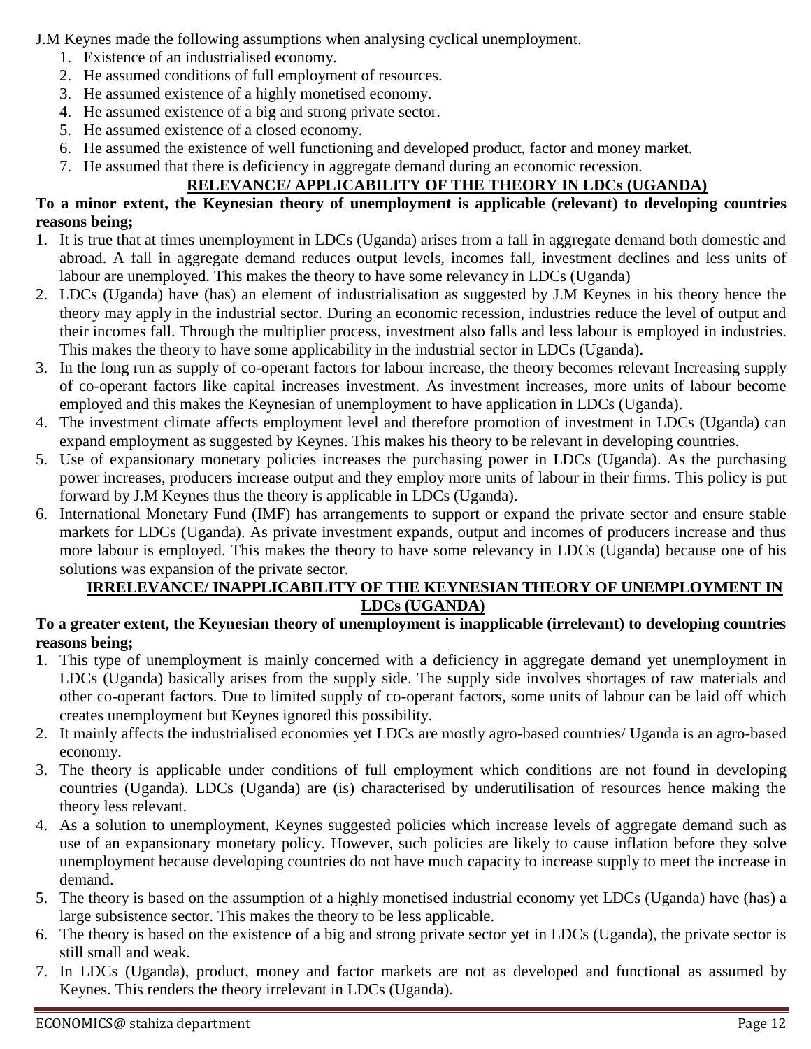J.M Keynes made the following assumptions when analysing cyclical unemployment.

1. Existence of an industrialised economy.
2. He assumed conditions of full employment of resources.
3. He assumed existence of a highly monetised economy.
4. He assumed existence of a big and strong private sector.
5. He assumed existence of a closed economy.
6. He assumed the existence of well functioning and developed product, factor and money market.
7. He assumed that there is deficiency in aggregate demand during an economic recession.

## RELEVANCE/ APPLICABILITY OF THE THEORY IN LDCs (UGANDA)

**To a minor extent, the Keynesian theory of unemployment is applicable (relevant) to developing countries reasons being;**

1. It is true that at times unemployment in LDCs (Uganda) arises from a fall in aggregate demand both domestic and abroad. A fall in aggregate demand reduces output levels, incomes fall, investment declines and less units of labour are unemployed. This makes the theory to have some relevancy in LDCs (Uganda)
2. LDCs (Uganda) have (has) an element of industrialisation as suggested by J.M Keynes in his theory hence the theory may apply in the industrial sector. During an economic recession, industries reduce the level of output and their incomes fall. Through the multiplier process, investment also falls and less labour is employed in industries. This makes the theory to have some applicability in the industrial sector in LDCs (Uganda).
3. In the long run as supply of co-operant factors for labour increase, the theory becomes relevant Increasing supply of co-operant factors like capital increases investment. As investment increases, more units of labour become employed and this makes the Keynesian of unemployment to have application in LDCs (Uganda).
4. The investment climate affects employment level and therefore promotion of investment in LDCs (Uganda) can expand employment as suggested by Keynes. This makes his theory to be relevant in developing countries.
5. Use of expansionary monetary policies increases the purchasing power in LDCs (Uganda). As the purchasing power increases, producers increase output and they employ more units of labour in their firms. This policy is put forward by J.M Keynes thus the theory is applicable in LDCs (Uganda).
6. International Monetary Fund (IMF) has arrangements to support or expand the private sector and ensure stable markets for LDCs (Uganda). As private investment expands, output and incomes of producers increase and thus more labour is employed. This makes the theory to have some relevancy in LDCs (Uganda) because one of his solutions was expansion of the private sector.

## IRRELEVANCE/ INAPPLICABILITY OF THE KEYNESIAN THEORY OF UNEMPLOYMENT IN LDCs (UGANDA)

**To a greater extent, the Keynesian theory of unemployment is inapplicable (irrelevant) to developing countries reasons being;**

1. This type of unemployment is mainly concerned with a deficiency in aggregate demand yet unemployment in LDCs (Uganda) basically arises from the supply side. The supply side involves shortages of raw materials and other co-operant factors. Due to limited supply of co-operant factors, some units of labour can be laid off which creates unemployment but Keynes ignored this possibility.
2. It mainly affects the industrialised economies yet <u>LDCs are mostly agro-based countries</u>/ Uganda is an agro-based economy.
3. The theory is applicable under conditions of full employment which conditions are not found in developing countries (Uganda). LDCs (Uganda) are (is) characterised by underutilisation of resources hence making the theory less relevant.
4. As a solution to unemployment, Keynes suggested policies which increase levels of aggregate demand such as use of an expansionary monetary policy. However, such policies are likely to cause inflation before they solve unemployment because developing countries do not have much capacity to increase supply to meet the increase in demand.
5. The theory is based on the assumption of a highly monetised industrial economy yet LDCs (Uganda) have (has) a large subsistence sector. This makes the theory to be less applicable.
6. The theory is based on the existence of a big and strong private sector yet in LDCs (Uganda), the private sector is still small and weak.
7. In LDCs (Uganda), product, money and factor markets are not as developed and functional as assumed by Keynes. This renders the theory irrelevant in LDCs (Uganda).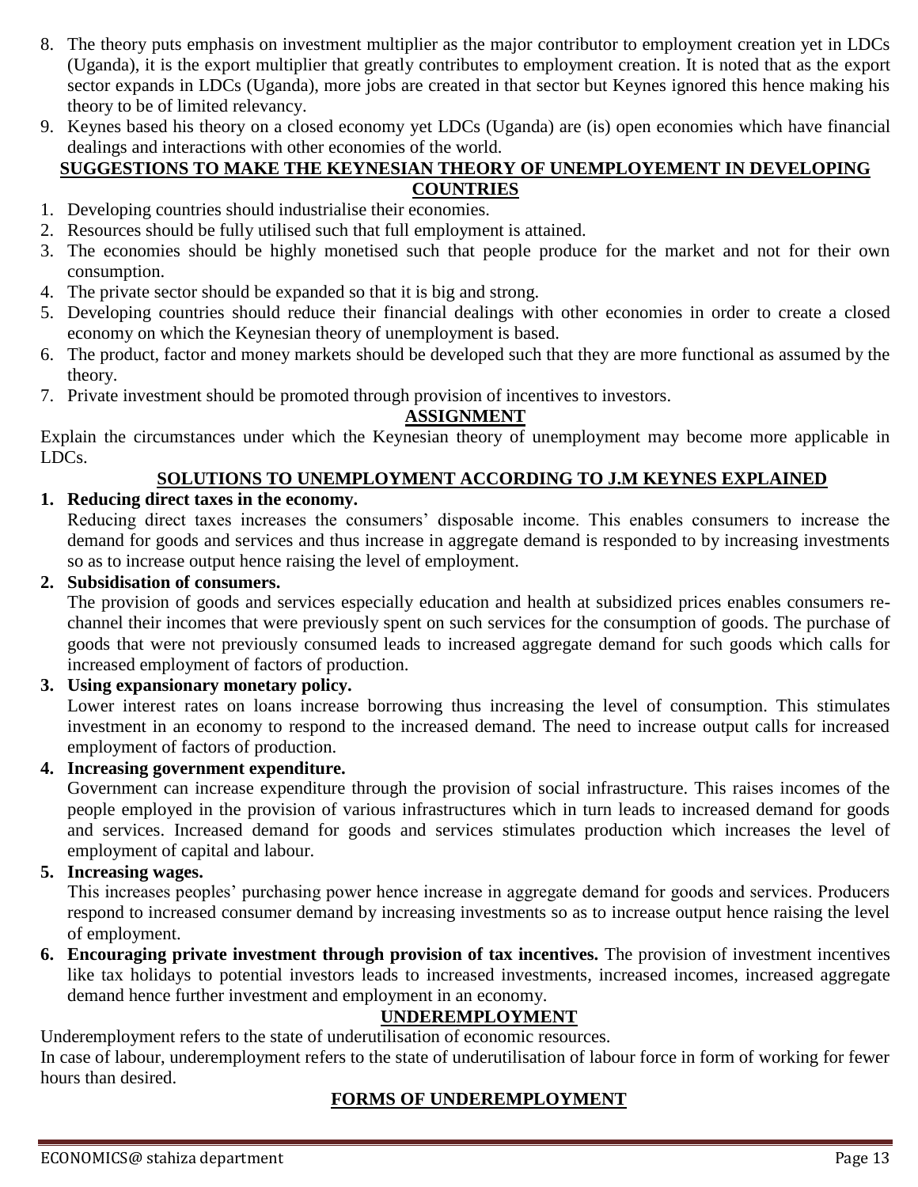8. The theory puts emphasis on investment multiplier as the major contributor to employment creation yet in LDCs (Uganda), it is the export multiplier that greatly contributes to employment creation. It is noted that as the export sector expands in LDCs (Uganda), more jobs are created in that sector but Keynes ignored this hence making his theory to be of limited relevancy.
9. Keynes based his theory on a closed economy yet LDCs (Uganda) are (is) open economies which have financial dealings and interactions with other economies of the world.

## SUGGESTIONS TO MAKE THE KEYNESIAN THEORY OF UNEMPLOYEMENT IN DEVELOPING COUNTRIES

1. Developing countries should industrialise their economies.
2. Resources should be fully utilised such that full employment is attained.
3. The economies should be highly monetised such that people produce for the market and not for their own consumption.
4. The private sector should be expanded so that it is big and strong.
5. Developing countries should reduce their financial dealings with other economies in order to create a closed economy on which the Keynesian theory of unemployment is based.
6. The product, factor and money markets should be developed such that they are more functional as assumed by the theory.
7. Private investment should be promoted through provision of incentives to investors.

## ASSIGNMENT

Explain the circumstances under which the Keynesian theory of unemployment may become more applicable in LDCs.

## SOLUTIONS TO UNEMPLOYMENT ACCORDING TO J.M KEYNES EXPLAINED

1. **Reducing direct taxes in the economy.**
   Reducing direct taxes increases the consumers' disposable income. This enables consumers to increase the demand for goods and services and thus increase in aggregate demand is responded to by increasing investments so as to increase output hence raising the level of employment.
2. **Subsidisation of consumers.**
   The provision of goods and services especially education and health at subsidized prices enables consumers re-channel their incomes that were previously spent on such services for the consumption of goods. The purchase of goods that were not previously consumed leads to increased aggregate demand for such goods which calls for increased employment of factors of production.
3. **Using expansionary monetary policy.**
   Lower interest rates on loans increase borrowing thus increasing the level of consumption. This stimulates investment in an economy to respond to the increased demand. The need to increase output calls for increased employment of factors of production.
4. **Increasing government expenditure.**
   Government can increase expenditure through the provision of social infrastructure. This raises incomes of the people employed in the provision of various infrastructures which in turn leads to increased demand for goods and services. Increased demand for goods and services stimulates production which increases the level of employment of capital and labour.
5. **Increasing wages.**
   This increases peoples' purchasing power hence increase in aggregate demand for goods and services. Producers respond to increased consumer demand by increasing investments so as to increase output hence raising the level of employment.
6. **Encouraging private investment through provision of tax incentives.** The provision of investment incentives like tax holidays to potential investors leads to increased investments, increased incomes, increased aggregate demand hence further investment and employment in an economy.

## UNDEREMPLOYMENT

Underemployment refers to the state of underutilisation of economic resources.

In case of labour, underemployment refers to the state of underutilisation of labour force in form of working for fewer hours than desired.

## FORMS OF UNDEREMPLOYMENT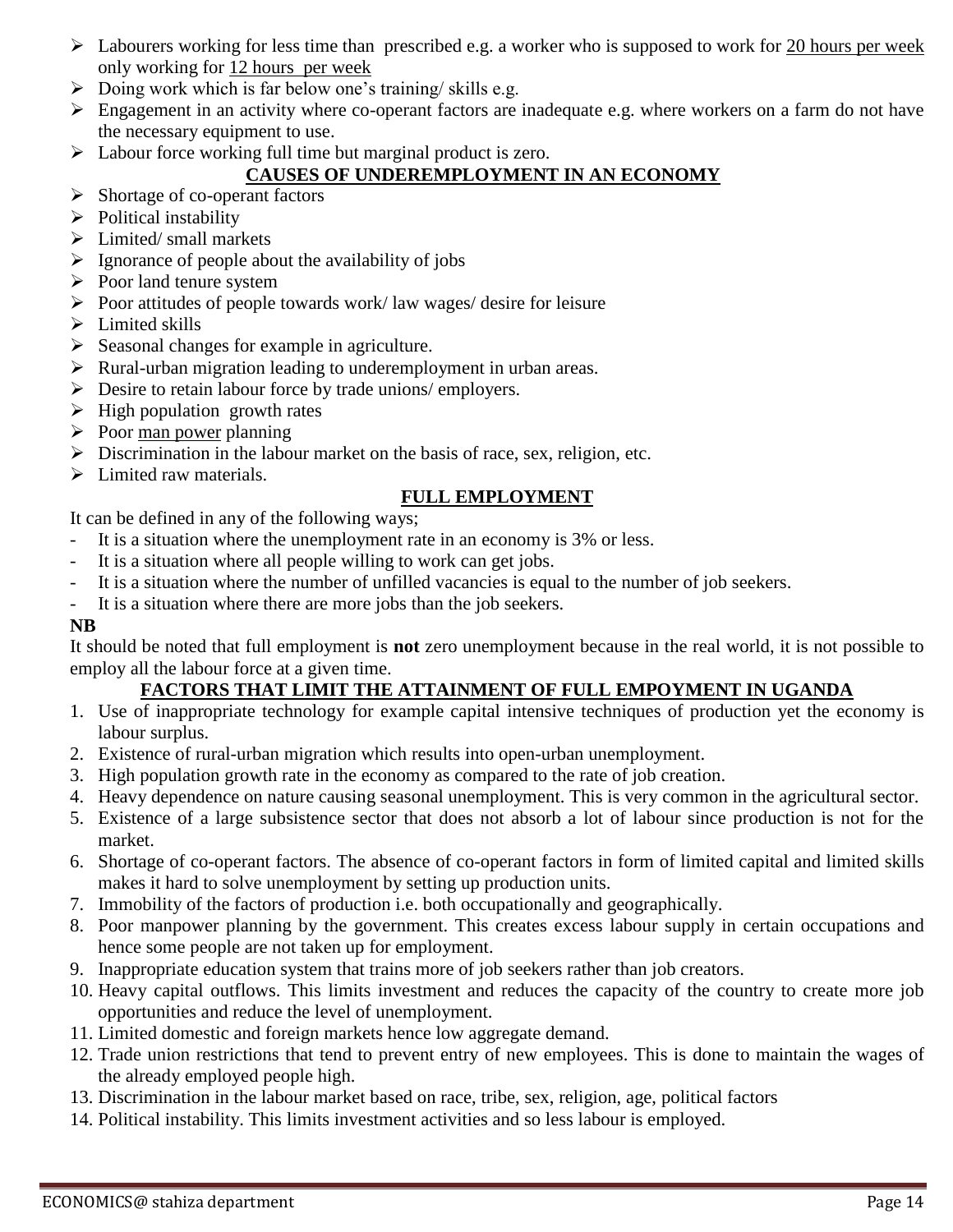- Labourers working for less time than prescribed e.g. a worker who is supposed to work for <u>20 hours per week</u> only working for <u>12 hours per week</u>
- Doing work which is far below one's training/ skills e.g.
- Engagement in an activity where co-operant factors are inadequate e.g. where workers on a farm do not have the necessary equipment to use.
- Labour force working full time but marginal product is zero.

## CAUSES OF UNDEREMPLOYMENT IN AN ECONOMY

- Shortage of co-operant factors
- Political instability
- Limited/ small markets
- Ignorance of people about the availability of jobs
- Poor land tenure system
- Poor attitudes of people towards work/ law wages/ desire for leisure
- Limited skills
- Seasonal changes for example in agriculture.
- Rural-urban migration leading to underemployment in urban areas.
- Desire to retain labour force by trade unions/ employers.
- High population growth rates
- Poor <u>man power</u> planning
- Discrimination in the labour market on the basis of race, sex, religion, etc.
- Limited raw materials.

## FULL EMPLOYMENT

It can be defined in any of the following ways;

- It is a situation where the unemployment rate in an economy is 3% or less.
- It is a situation where all people willing to work can get jobs.
- It is a situation where the number of unfilled vacancies is equal to the number of job seekers.
- It is a situation where there are more jobs than the job seekers.

**NB**

It should be noted that full employment is **not** zero unemployment because in the real world, it is not possible to employ all the labour force at a given time.

## FACTORS THAT LIMIT THE ATTAINMENT OF FULL EMPOYMENT IN UGANDA

1. Use of inappropriate technology for example capital intensive techniques of production yet the economy is labour surplus.
2. Existence of rural-urban migration which results into open-urban unemployment.
3. High population growth rate in the economy as compared to the rate of job creation.
4. Heavy dependence on nature causing seasonal unemployment. This is very common in the agricultural sector.
5. Existence of a large subsistence sector that does not absorb a lot of labour since production is not for the market.
6. Shortage of co-operant factors. The absence of co-operant factors in form of limited capital and limited skills makes it hard to solve unemployment by setting up production units.
7. Immobility of the factors of production i.e. both occupationally and geographically.
8. Poor manpower planning by the government. This creates excess labour supply in certain occupations and hence some people are not taken up for employment.
9. Inappropriate education system that trains more of job seekers rather than job creators.
10. Heavy capital outflows. This limits investment and reduces the capacity of the country to create more job opportunities and reduce the level of unemployment.
11. Limited domestic and foreign markets hence low aggregate demand.
12. Trade union restrictions that tend to prevent entry of new employees. This is done to maintain the wages of the already employed people high.
13. Discrimination in the labour market based on race, tribe, sex, religion, age, political factors
14. Political instability. This limits investment activities and so less labour is employed.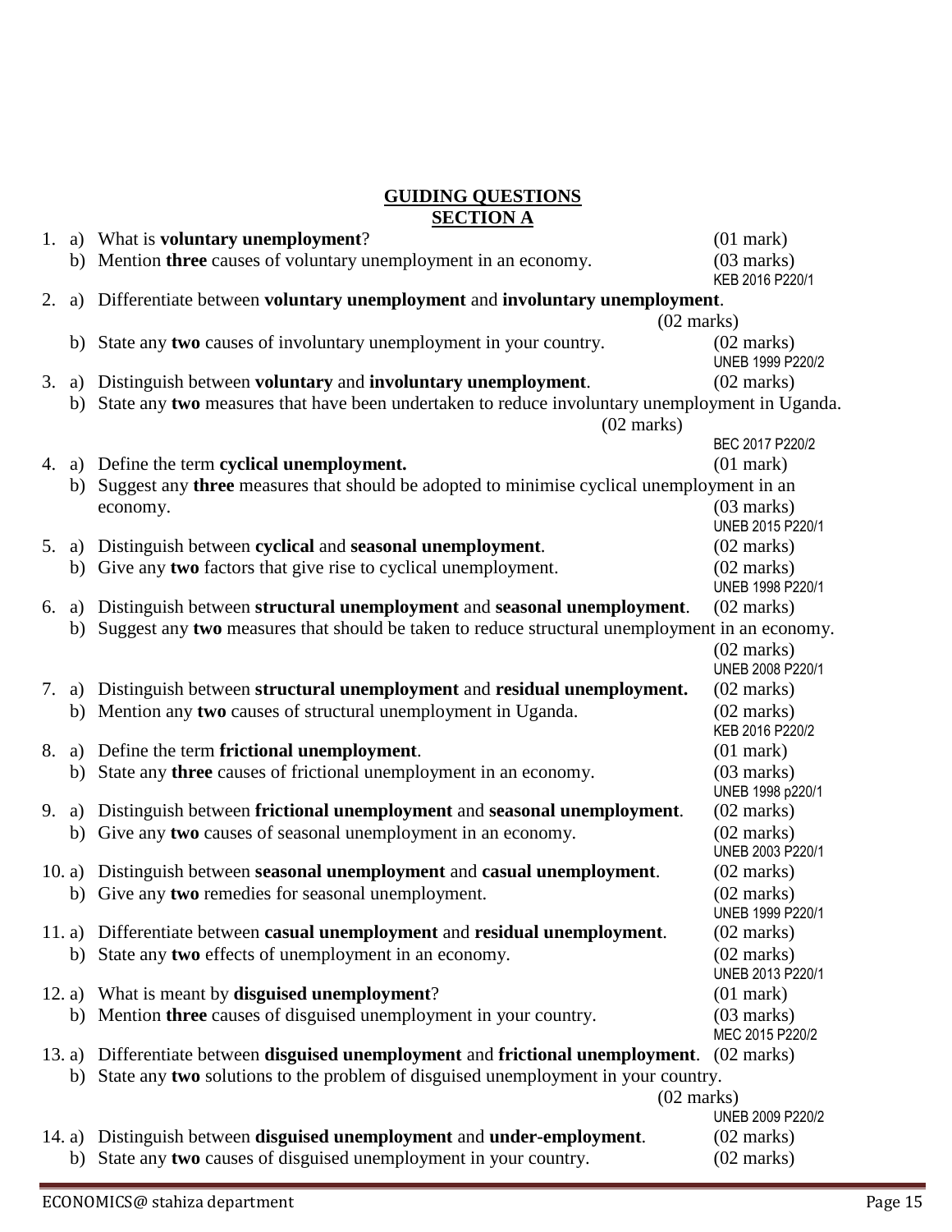## GUIDING QUESTIONS

## SECTION A

1. a) What is **voluntary unemployment**? (01 mark)
   b) Mention **three** causes of voluntary unemployment in an economy. (03 marks)
   KEB 2016 P220/1

2. a) Differentiate between **voluntary unemployment** and **involuntary unemployment**. (02 marks)
   b) State any **two** causes of involuntary unemployment in your country. (02 marks)
   UNEB 1999 P220/2

3. a) Distinguish between **voluntary** and **involuntary unemployment**. (02 marks)
   b) State any **two** measures that have been undertaken to reduce involuntary unemployment in Uganda. (02 marks)
   BEC 2017 P220/2

4. a) Define the term **cyclical unemployment.** (01 mark)
   b) Suggest any **three** measures that should be adopted to minimise cyclical unemployment in an economy. (03 marks)
   UNEB 2015 P220/1

5. a) Distinguish between **cyclical** and **seasonal unemployment**. (02 marks)
   b) Give any **two** factors that give rise to cyclical unemployment. (02 marks)
   UNEB 1998 P220/1

6. a) Distinguish between **structural unemployment** and **seasonal unemployment**. (02 marks)
   b) Suggest any **two** measures that should be taken to reduce structural unemployment in an economy. (02 marks)
   UNEB 2008 P220/1

7. a) Distinguish between **structural unemployment** and **residual unemployment.** (02 marks)
   b) Mention any **two** causes of structural unemployment in Uganda. (02 marks)
   KEB 2016 P220/2

8. a) Define the term **frictional unemployment**. (01 mark)
   b) State any **three** causes of frictional unemployment in an economy. (03 marks)
   UNEB 1998 p220/1

9. a) Distinguish between **frictional unemployment** and **seasonal unemployment**. (02 marks)
   b) Give any **two** causes of seasonal unemployment in an economy. (02 marks)
   UNEB 2003 P220/1

10. a) Distinguish between **seasonal unemployment** and **casual unemployment**. (02 marks)
    b) Give any **two** remedies for seasonal unemployment. (02 marks)
    UNEB 1999 P220/1

11. a) Differentiate between **casual unemployment** and **residual unemployment**. (02 marks)
    b) State any **two** effects of unemployment in an economy. (02 marks)
    UNEB 2013 P220/1

12. a) What is meant by **disguised unemployment**? (01 mark)
    b) Mention **three** causes of disguised unemployment in your country. (03 marks)
    MEC 2015 P220/2

13. a) Differentiate between **disguised unemployment** and **frictional unemployment**. (02 marks)
    b) State any **two** solutions to the problem of disguised unemployment in your country. (02 marks)
    UNEB 2009 P220/2

14. a) Distinguish between **disguised unemployment** and **under-employment**. (02 marks)
    b) State any **two** causes of disguised unemployment in your country. (02 marks)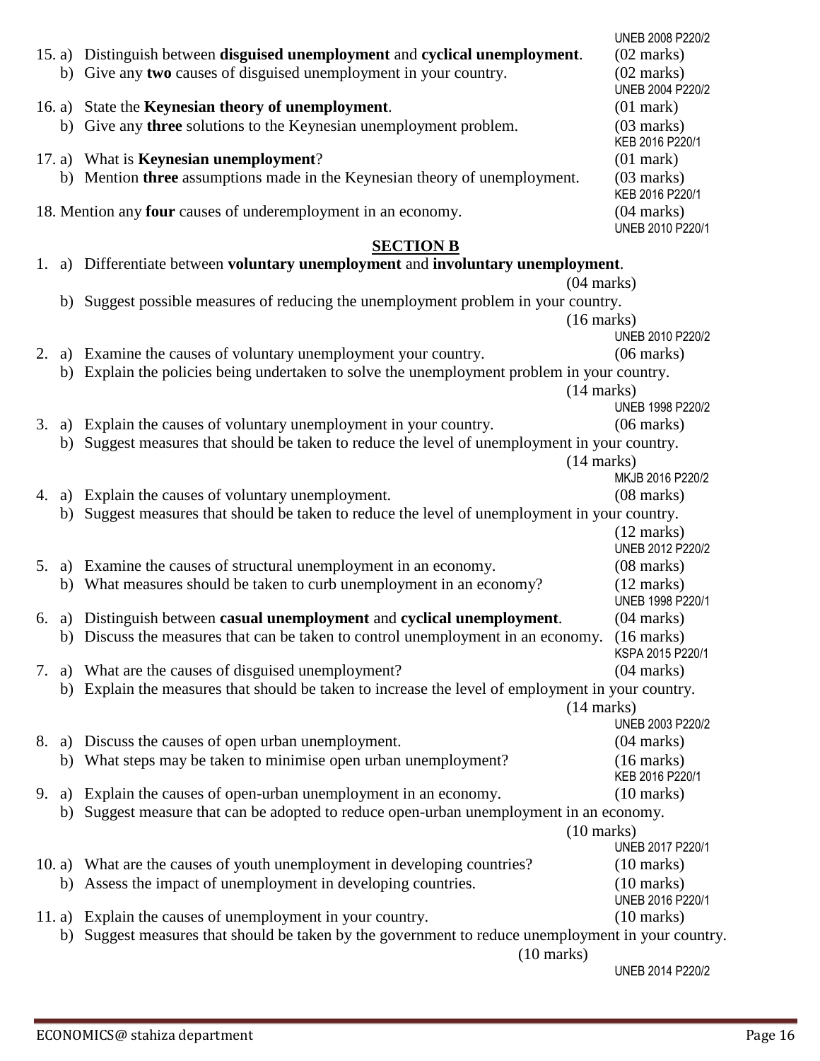UNEB 2008 P220/2

15. a) Distinguish between **disguised unemployment** and **cyclical unemployment**. (02 marks)
    b) Give any **two** causes of disguised unemployment in your country. (02 marks)

UNEB 2004 P220/2

16. a) State the **Keynesian theory of unemployment**. (01 mark)
    b) Give any **three** solutions to the Keynesian unemployment problem. (03 marks)

KEB 2016 P220/1

17. a) What is **Keynesian unemployment**? (01 mark)
    b) Mention **three** assumptions made in the Keynesian theory of unemployment. (03 marks)

KEB 2016 P220/1

18. Mention any **four** causes of underemployment in an economy. (04 marks)

UNEB 2010 P220/1

## SECTION B

1. a) Differentiate between **voluntary unemployment** and **involuntary unemployment**. (04 marks)
   b) Suggest possible measures of reducing the unemployment problem in your country. (16 marks)

UNEB 2010 P220/2

2. a) Examine the causes of voluntary unemployment your country. (06 marks)
   b) Explain the policies being undertaken to solve the unemployment problem in your country. (14 marks)

UNEB 1998 P220/2

3. a) Explain the causes of voluntary unemployment in your country. (06 marks)
   b) Suggest measures that should be taken to reduce the level of unemployment in your country. (14 marks)

MKJB 2016 P220/2

4. a) Explain the causes of voluntary unemployment. (08 marks)
   b) Suggest measures that should be taken to reduce the level of unemployment in your country. (12 marks)

UNEB 2012 P220/2

5. a) Examine the causes of structural unemployment in an economy. (08 marks)
   b) What measures should be taken to curb unemployment in an economy? (12 marks)

UNEB 1998 P220/1

6. a) Distinguish between **casual unemployment** and **cyclical unemployment**. (04 marks)
   b) Discuss the measures that can be taken to control unemployment in an economy. (16 marks)

KSPA 2015 P220/1

7. a) What are the causes of disguised unemployment? (04 marks)
   b) Explain the measures that should be taken to increase the level of employment in your country. (14 marks)

UNEB 2003 P220/2

8. a) Discuss the causes of open urban unemployment. (04 marks)
   b) What steps may be taken to minimise open urban unemployment? (16 marks)

KEB 2016 P220/1

9. a) Explain the causes of open-urban unemployment in an economy. (10 marks)
   b) Suggest measure that can be adopted to reduce open-urban unemployment in an economy. (10 marks)

UNEB 2017 P220/1

10. a) What are the causes of youth unemployment in developing countries? (10 marks)
    b) Assess the impact of unemployment in developing countries. (10 marks)

UNEB 2016 P220/1

11. a) Explain the causes of unemployment in your country. (10 marks)
    b) Suggest measures that should be taken by the government to reduce unemployment in your country. (10 marks)

UNEB 2014 P220/2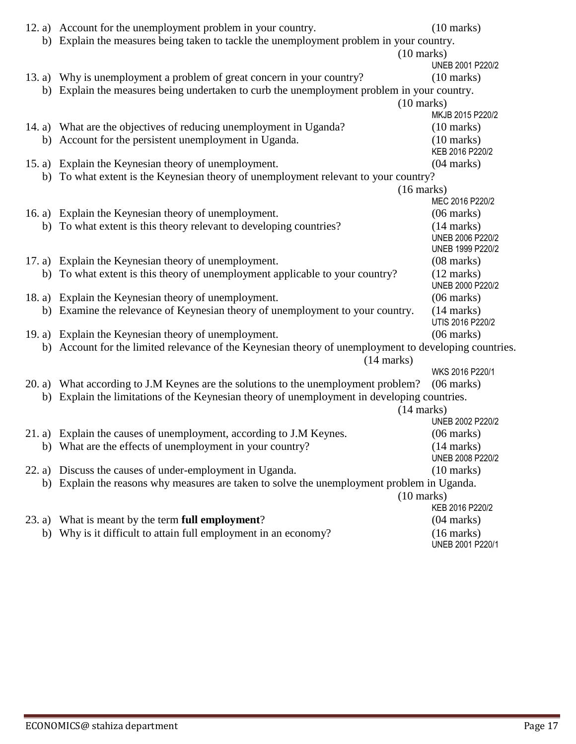12. a) Account for the unemployment problem in your country. (10 marks)
    b) Explain the measures being taken to tackle the unemployment problem in your country. (10 marks)

UNEB 2001 P220/2

13. a) Why is unemployment a problem of great concern in your country? (10 marks)
    b) Explain the measures being undertaken to curb the unemployment problem in your country. (10 marks)

MKJB 2015 P220/2

14. a) What are the objectives of reducing unemployment in Uganda? (10 marks)
    b) Account for the persistent unemployment in Uganda. (10 marks)

KEB 2016 P220/2

15. a) Explain the Keynesian theory of unemployment. (04 marks)
    b) To what extent is the Keynesian theory of unemployment relevant to your country? (16 marks)

MEC 2016 P220/2

16. a) Explain the Keynesian theory of unemployment. (06 marks)
    b) To what extent is this theory relevant to developing countries? (14 marks)

UNEB 2006 P220/2
UNEB 1999 P220/2

17. a) Explain the Keynesian theory of unemployment. (08 marks)
    b) To what extent is this theory of unemployment applicable to your country? (12 marks)

UNEB 2000 P220/2

18. a) Explain the Keynesian theory of unemployment. (06 marks)
    b) Examine the relevance of Keynesian theory of unemployment to your country. (14 marks)

UTIS 2016 P220/2

19. a) Explain the Keynesian theory of unemployment. (06 marks)
    b) Account for the limited relevance of the Keynesian theory of unemployment to developing countries. (14 marks)

WKS 2016 P220/1

20. a) What according to J.M Keynes are the solutions to the unemployment problem? (06 marks)
    b) Explain the limitations of the Keynesian theory of unemployment in developing countries. (14 marks)

UNEB 2002 P220/2

21. a) Explain the causes of unemployment, according to J.M Keynes. (06 marks)
    b) What are the effects of unemployment in your country? (14 marks)

UNEB 2008 P220/2

22. a) Discuss the causes of under-employment in Uganda. (10 marks)
    b) Explain the reasons why measures are taken to solve the unemployment problem in Uganda. (10 marks)

KEB 2016 P220/2

23. a) What is meant by the term **full employment**? (04 marks)
    b) Why is it difficult to attain full employment in an economy? (16 marks)

UNEB 2001 P220/1